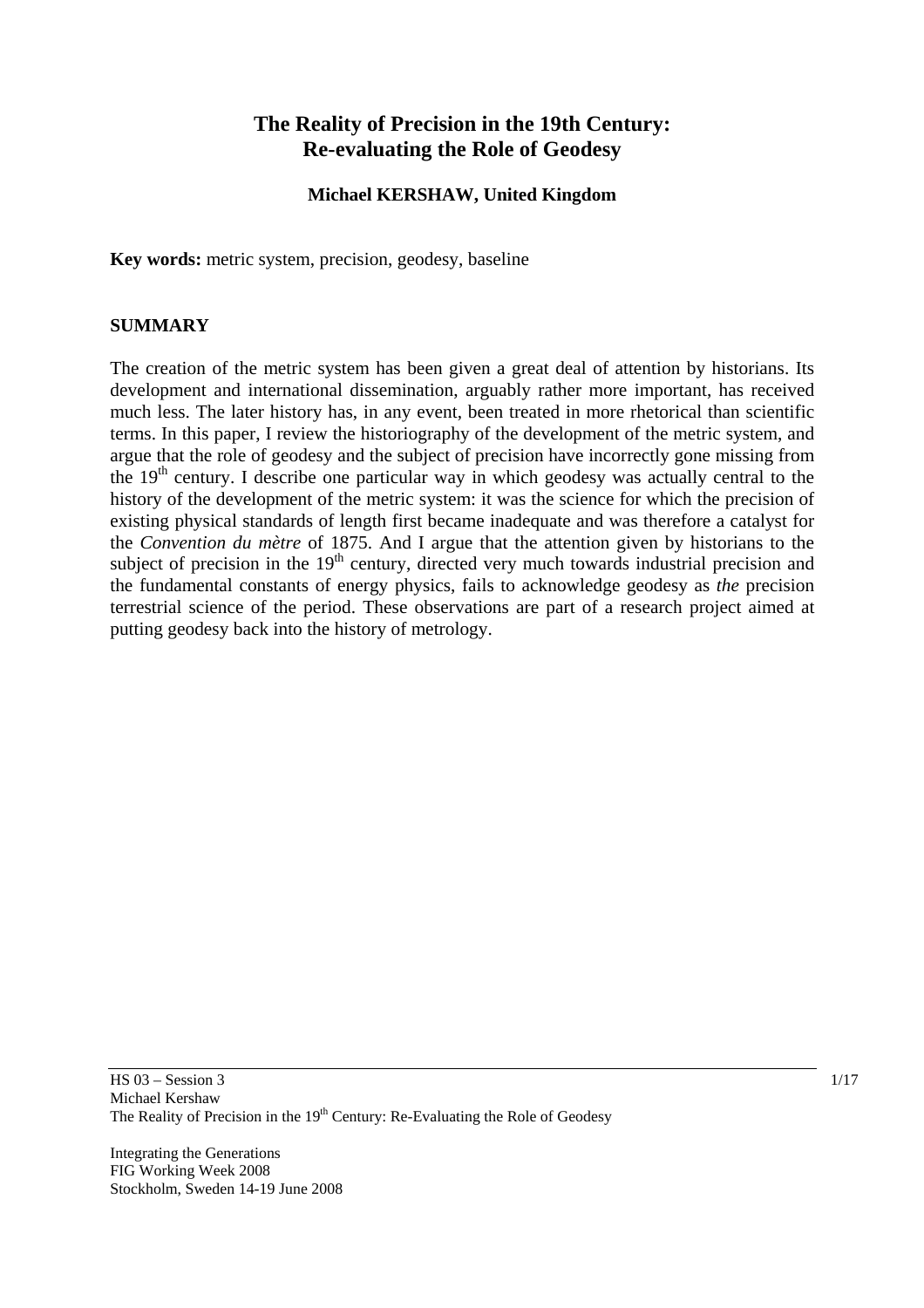# The Reality of Precision in the 19th Century: Re-evaluating the Role of Geodesy

**Michael KERSHAW, United Kingdom**

**Key words:** metric system, precision, geodesy, baseline

## SUMMARY

The creation of the metric system has been given a great deal of attention by historians. Its development and international dissemination, arguably rather more important, has received much less. The later history has, in any event, been treated in more rhetorical than scientific terms. In this paper, I review the historiography of the development of the metric system, and argue that the role of geodesy and the subject of precision have incorrectly gone missing from the 19th century. I describe one particular way in which geodesy was actually central to the history of the development of the metric system: it was the science for which the precision of existing physical standards of length first became inadequate and was therefore a catalyst for the *Convention du mètre* of 1875. And I argue that the attention given by historians to the subject of precision in the 19th century, directed very much towards industrial precision and the fundamental constants of energy physics, fails to acknowledge geodesy as *the* precision terrestrial science of the period. These observations are part of a research project aimed at putting geodesy back into the history of metrology.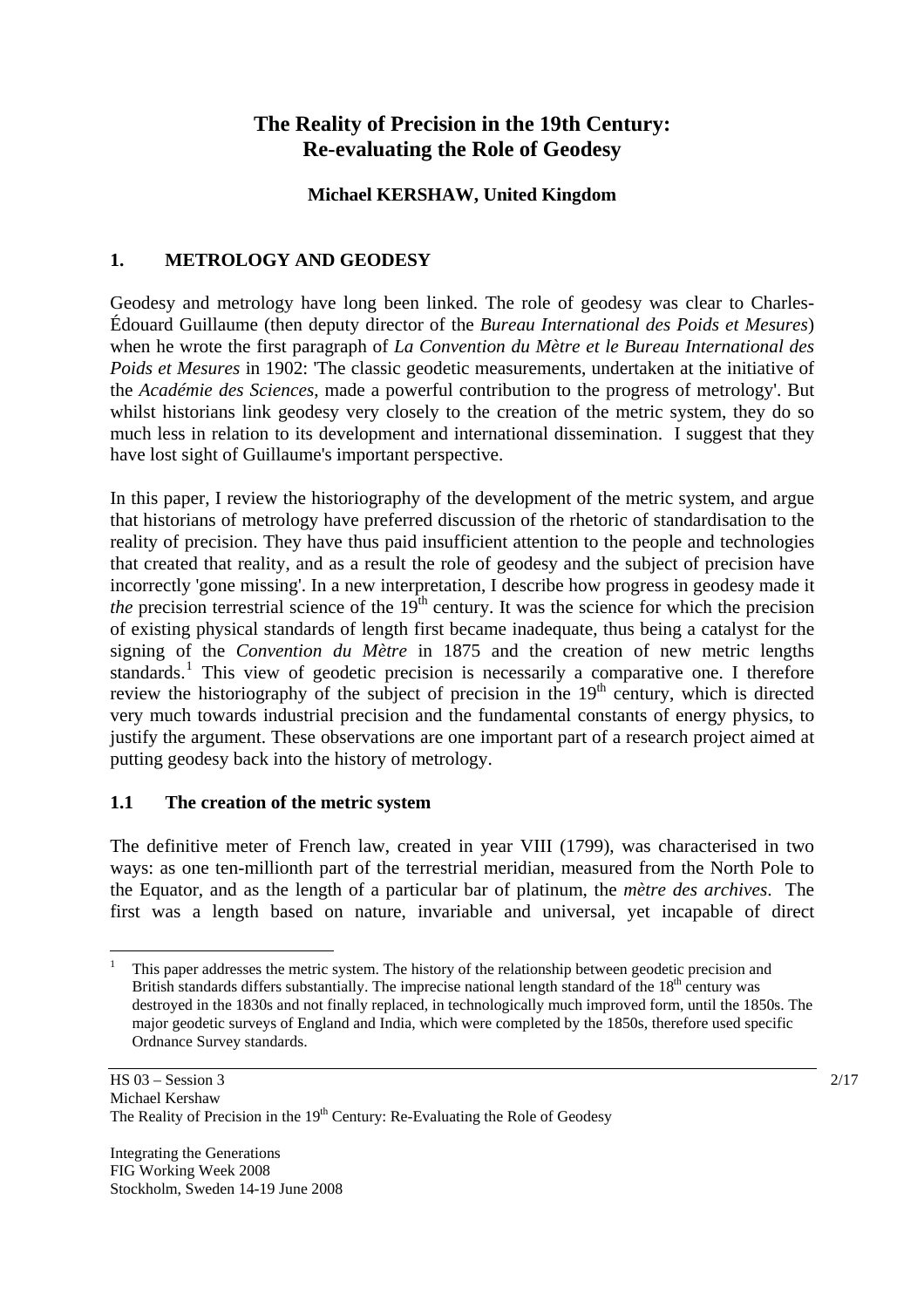# The Reality of Precision in the 19th Century: Re-evaluating the Role of Geodesy

**Michael KERSHAW, United Kingdom**

## 1. METROLOGY AND GEODESY

Geodesy and metrology have long been linked. The role of geodesy was clear to Charles-Édouard Guillaume (then deputy director of the *Bureau International des Poids et Mesures*) when he wrote the first paragraph of *La Convention du Mètre et le Bureau International des Poids et Mesures* in 1902: 'The classic geodetic measurements, undertaken at the initiative of the *Académie des Sciences*, made a powerful contribution to the progress of metrology'. But whilst historians link geodesy very closely to the creation of the metric system, they do so much less in relation to its development and international dissemination. I suggest that they have lost sight of Guillaume's important perspective.

In this paper, I review the historiography of the development of the metric system, and argue that historians of metrology have preferred discussion of the rhetoric of standardisation to the reality of precision. They have thus paid insufficient attention to the people and technologies that created that reality, and as a result the role of geodesy and the subject of precision have incorrectly 'gone missing'. In a new interpretation, I describe how progress in geodesy made it *the* precision terrestrial science of the 19th century. It was the science for which the precision of existing physical standards of length first became inadequate, thus being a catalyst for the signing of the *Convention du Mètre* in 1875 and the creation of new metric lengths standards.[1] This view of geodetic precision is necessarily a comparative one. I therefore review the historiography of the subject of precision in the 19th century, which is directed very much towards industrial precision and the fundamental constants of energy physics, to justify the argument. These observations are one important part of a research project aimed at putting geodesy back into the history of metrology.

### 1.1 The creation of the metric system

The definitive meter of French law, created in year VIII (1799), was characterised in two ways: as one ten-millionth part of the terrestrial meridian, measured from the North Pole to the Equator, and as the length of a particular bar of platinum, the *mètre des archives*. The first was a length based on nature, invariable and universal, yet incapable of direct

[1] This paper addresses the metric system. The history of the relationship between geodetic precision and British standards differs substantially. The imprecise national length standard of the 18th century was destroyed in the 1830s and not finally replaced, in technologically much improved form, until the 1850s. The major geodetic surveys of England and India, which were completed by the 1850s, therefore used specific Ordnance Survey standards.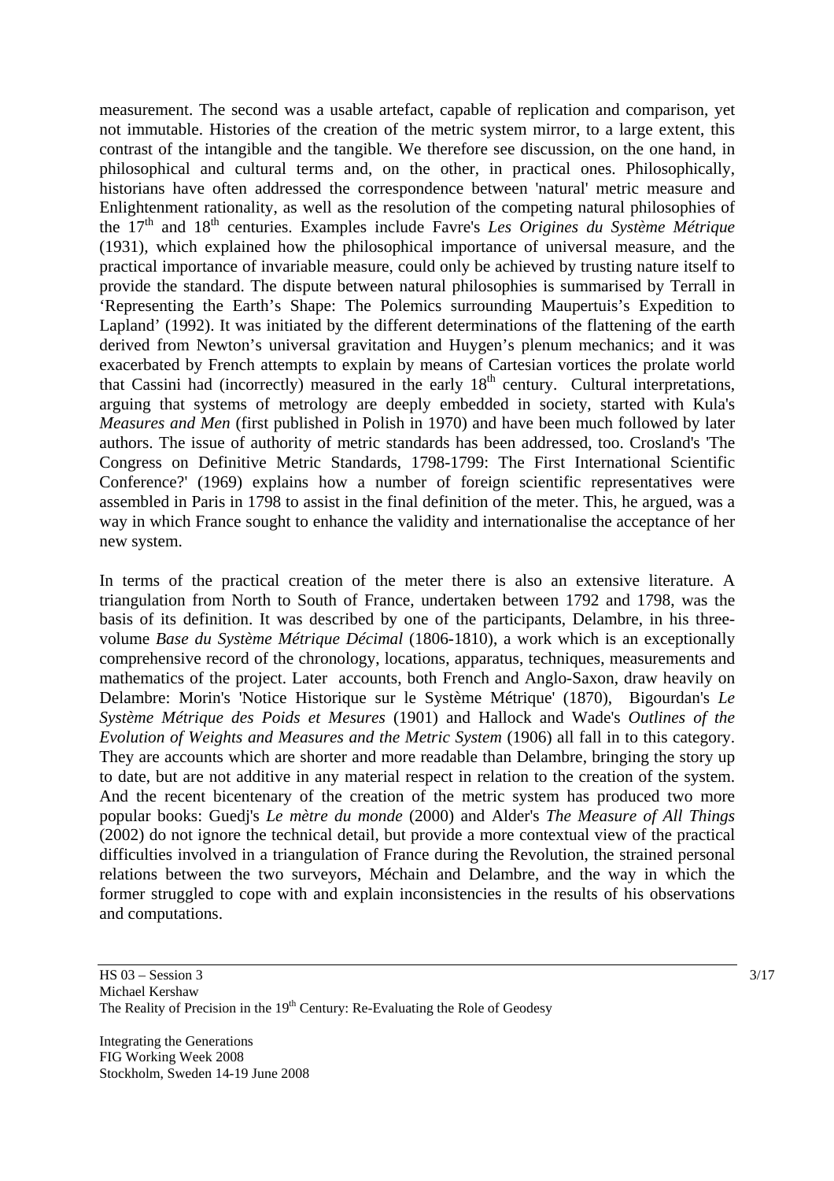measurement. The second was a usable artefact, capable of replication and comparison, yet not immutable. Histories of the creation of the metric system mirror, to a large extent, this contrast of the intangible and the tangible. We therefore see discussion, on the one hand, in philosophical and cultural terms and, on the other, in practical ones. Philosophically, historians have often addressed the correspondence between 'natural' metric measure and Enlightenment rationality, as well as the resolution of the competing natural philosophies of the 17th and 18th centuries. Examples include Favre's *Les Origines du Système Métrique* (1931), which explained how the philosophical importance of universal measure, and the practical importance of invariable measure, could only be achieved by trusting nature itself to provide the standard. The dispute between natural philosophies is summarised by Terrall in 'Representing the Earth's Shape: The Polemics surrounding Maupertuis's Expedition to Lapland' (1992). It was initiated by the different determinations of the flattening of the earth derived from Newton's universal gravitation and Huygen's plenum mechanics; and it was exacerbated by French attempts to explain by means of Cartesian vortices the prolate world that Cassini had (incorrectly) measured in the early 18th century. Cultural interpretations, arguing that systems of metrology are deeply embedded in society, started with Kula's *Measures and Men* (first published in Polish in 1970) and have been much followed by later authors. The issue of authority of metric standards has been addressed, too. Crosland's 'The Congress on Definitive Metric Standards, 1798-1799: The First International Scientific Conference?' (1969) explains how a number of foreign scientific representatives were assembled in Paris in 1798 to assist in the final definition of the meter. This, he argued, was a way in which France sought to enhance the validity and internationalise the acceptance of her new system.

In terms of the practical creation of the meter there is also an extensive literature. A triangulation from North to South of France, undertaken between 1792 and 1798, was the basis of its definition. It was described by one of the participants, Delambre, in his three-volume *Base du Système Métrique Décimal* (1806-1810), a work which is an exceptionally comprehensive record of the chronology, locations, apparatus, techniques, measurements and mathematics of the project. Later accounts, both French and Anglo-Saxon, draw heavily on Delambre: Morin's 'Notice Historique sur le Système Métrique' (1870), Bigourdan's *Le Système Métrique des Poids et Mesures* (1901) and Hallock and Wade's *Outlines of the Evolution of Weights and Measures and the Metric System* (1906) all fall in to this category. They are accounts which are shorter and more readable than Delambre, bringing the story up to date, but are not additive in any material respect in relation to the creation of the system. And the recent bicentenary of the creation of the metric system has produced two more popular books: Guedj's *Le mètre du monde* (2000) and Alder's *The Measure of All Things* (2002) do not ignore the technical detail, but provide a more contextual view of the practical difficulties involved in a triangulation of France during the Revolution, the strained personal relations between the two surveyors, Méchain and Delambre, and the way in which the former struggled to cope with and explain inconsistencies in the results of his observations and computations.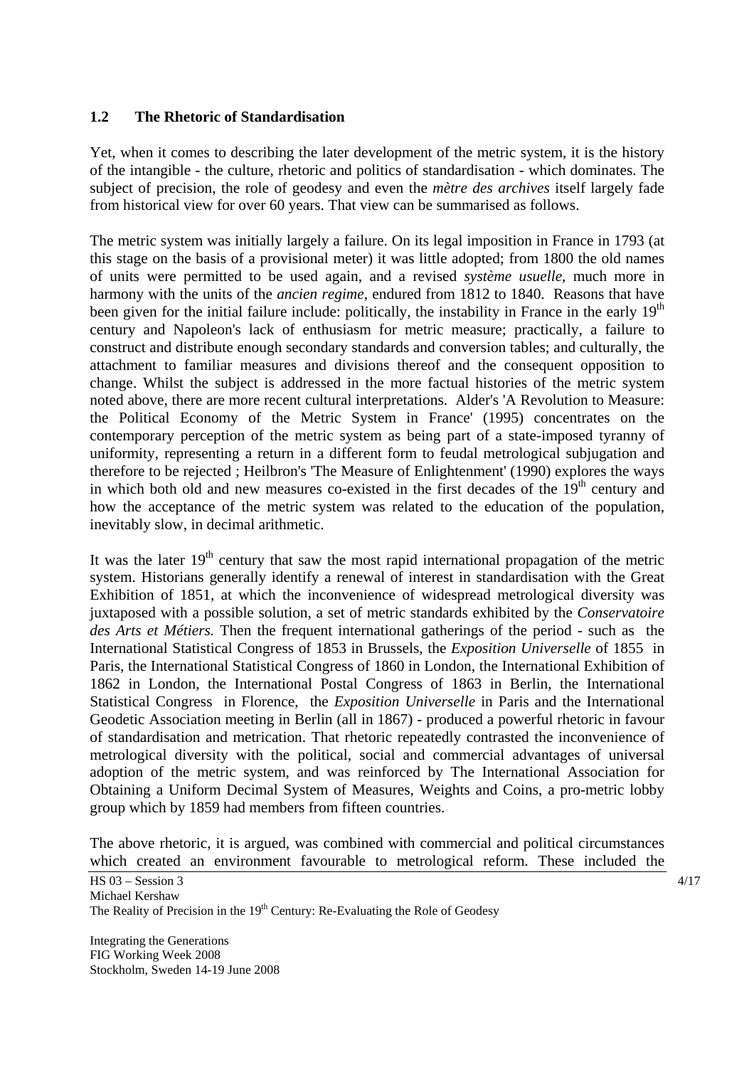## 1.2 The Rhetoric of Standardisation

Yet, when it comes to describing the later development of the metric system, it is the history of the intangible - the culture, rhetoric and politics of standardisation - which dominates. The subject of precision, the role of geodesy and even the *mètre des archives* itself largely fade from historical view for over 60 years. That view can be summarised as follows.

The metric system was initially largely a failure. On its legal imposition in France in 1793 (at this stage on the basis of a provisional meter) it was little adopted; from 1800 the old names of units were permitted to be used again, and a revised *système usuelle*, much more in harmony with the units of the *ancien regime*, endured from 1812 to 1840. Reasons that have been given for the initial failure include: politically, the instability in France in the early 19th century and Napoleon's lack of enthusiasm for metric measure; practically, a failure to construct and distribute enough secondary standards and conversion tables; and culturally, the attachment to familiar measures and divisions thereof and the consequent opposition to change. Whilst the subject is addressed in the more factual histories of the metric system noted above, there are more recent cultural interpretations. Alder's 'A Revolution to Measure: the Political Economy of the Metric System in France' (1995) concentrates on the contemporary perception of the metric system as being part of a state-imposed tyranny of uniformity, representing a return in a different form to feudal metrological subjugation and therefore to be rejected ; Heilbron's 'The Measure of Enlightenment' (1990) explores the ways in which both old and new measures co-existed in the first decades of the 19th century and how the acceptance of the metric system was related to the education of the population, inevitably slow, in decimal arithmetic.

It was the later 19th century that saw the most rapid international propagation of the metric system. Historians generally identify a renewal of interest in standardisation with the Great Exhibition of 1851, at which the inconvenience of widespread metrological diversity was juxtaposed with a possible solution, a set of metric standards exhibited by the *Conservatoire des Arts et Métiers.* Then the frequent international gatherings of the period - such as the International Statistical Congress of 1853 in Brussels, the *Exposition Universelle* of 1855 in Paris, the International Statistical Congress of 1860 in London, the International Exhibition of 1862 in London, the International Postal Congress of 1863 in Berlin, the International Statistical Congress in Florence, the *Exposition Universelle* in Paris and the International Geodetic Association meeting in Berlin (all in 1867) - produced a powerful rhetoric in favour of standardisation and metrication. That rhetoric repeatedly contrasted the inconvenience of metrological diversity with the political, social and commercial advantages of universal adoption of the metric system, and was reinforced by The International Association for Obtaining a Uniform Decimal System of Measures, Weights and Coins, a pro-metric lobby group which by 1859 had members from fifteen countries.

The above rhetoric, it is argued, was combined with commercial and political circumstances which created an environment favourable to metrological reform. These included the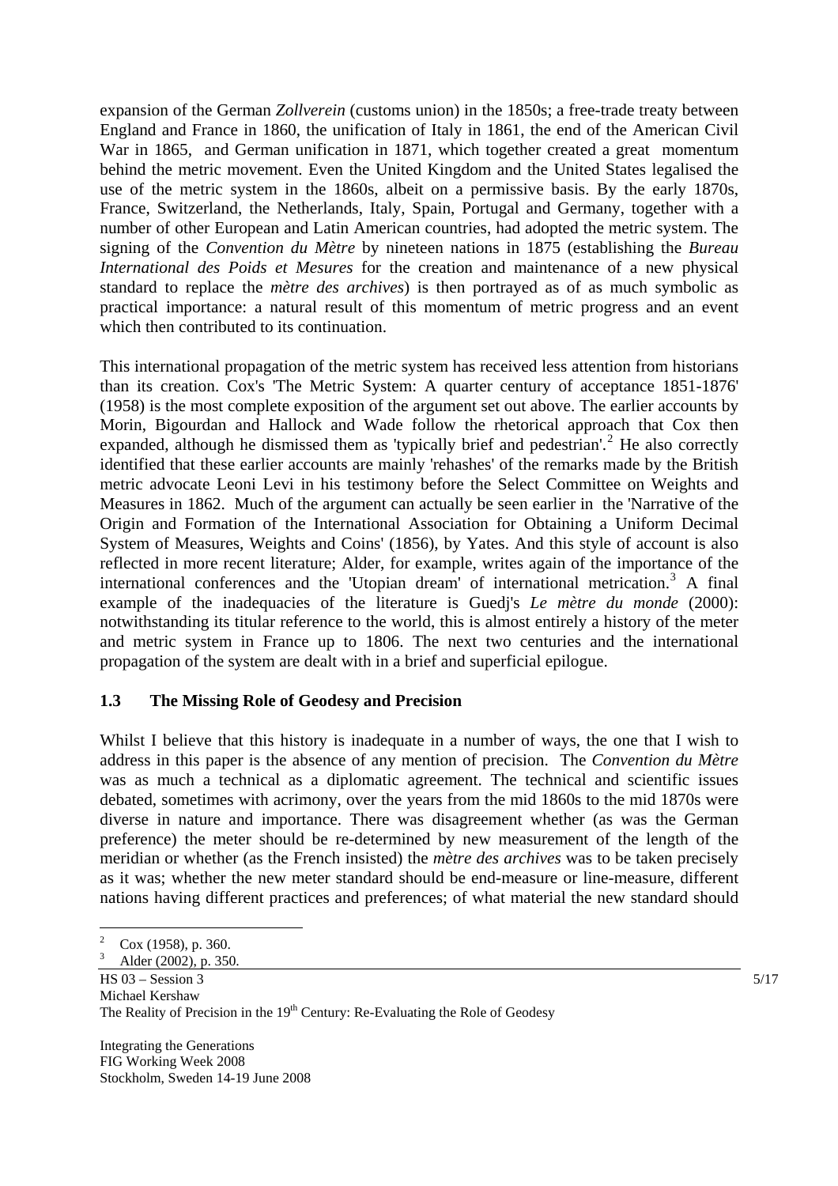expansion of the German *Zollverein* (customs union) in the 1850s; a free-trade treaty between England and France in 1860, the unification of Italy in 1861, the end of the American Civil War in 1865, and German unification in 1871, which together created a great momentum behind the metric movement. Even the United Kingdom and the United States legalised the use of the metric system in the 1860s, albeit on a permissive basis. By the early 1870s, France, Switzerland, the Netherlands, Italy, Spain, Portugal and Germany, together with a number of other European and Latin American countries, had adopted the metric system. The signing of the *Convention du Mètre* by nineteen nations in 1875 (establishing the *Bureau International des Poids et Mesures* for the creation and maintenance of a new physical standard to replace the *mètre des archives*) is then portrayed as of as much symbolic as practical importance: a natural result of this momentum of metric progress and an event which then contributed to its continuation.

This international propagation of the metric system has received less attention from historians than its creation. Cox's 'The Metric System: A quarter century of acceptance 1851-1876' (1958) is the most complete exposition of the argument set out above. The earlier accounts by Morin, Bigourdan and Hallock and Wade follow the rhetorical approach that Cox then expanded, although he dismissed them as 'typically brief and pedestrian'.[2] He also correctly identified that these earlier accounts are mainly 'rehashes' of the remarks made by the British metric advocate Leoni Levi in his testimony before the Select Committee on Weights and Measures in 1862. Much of the argument can actually be seen earlier in the 'Narrative of the Origin and Formation of the International Association for Obtaining a Uniform Decimal System of Measures, Weights and Coins' (1856), by Yates. And this style of account is also reflected in more recent literature; Alder, for example, writes again of the importance of the international conferences and the 'Utopian dream' of international metrication.[3] A final example of the inadequacies of the literature is Guedj's *Le mètre du monde* (2000): notwithstanding its titular reference to the world, this is almost entirely a history of the meter and metric system in France up to 1806. The next two centuries and the international propagation of the system are dealt with in a brief and superficial epilogue.

### 1.3 The Missing Role of Geodesy and Precision

Whilst I believe that this history is inadequate in a number of ways, the one that I wish to address in this paper is the absence of any mention of precision. The *Convention du Mètre* was as much a technical as a diplomatic agreement. The technical and scientific issues debated, sometimes with acrimony, over the years from the mid 1860s to the mid 1870s were diverse in nature and importance. There was disagreement whether (as was the German preference) the meter should be re-determined by new measurement of the length of the meridian or whether (as the French insisted) the *mètre des archives* was to be taken precisely as it was; whether the new meter standard should be end-measure or line-measure, different nations having different practices and preferences; of what material the new standard should

[2] Cox (1958), p. 360.

[3] Alder (2002), p. 350.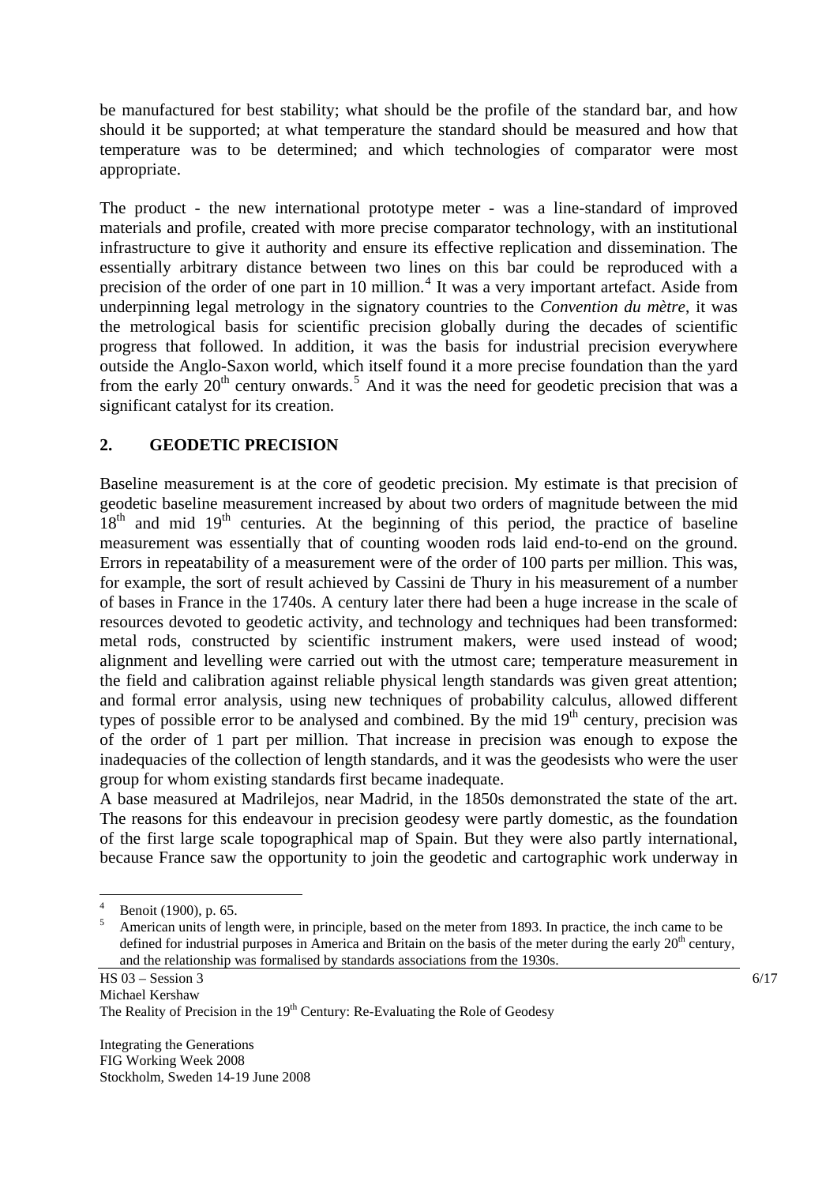be manufactured for best stability; what should be the profile of the standard bar, and how should it be supported; at what temperature the standard should be measured and how that temperature was to be determined; and which technologies of comparator were most appropriate.

The product - the new international prototype meter - was a line-standard of improved materials and profile, created with more precise comparator technology, with an institutional infrastructure to give it authority and ensure its effective replication and dissemination. The essentially arbitrary distance between two lines on this bar could be reproduced with a precision of the order of one part in 10 million.[4] It was a very important artefact. Aside from underpinning legal metrology in the signatory countries to the *Convention du mètre*, it was the metrological basis for scientific precision globally during the decades of scientific progress that followed. In addition, it was the basis for industrial precision everywhere outside the Anglo-Saxon world, which itself found it a more precise foundation than the yard from the early 20th century onwards.[5] And it was the need for geodetic precision that was a significant catalyst for its creation.

## 2. GEODETIC PRECISION

Baseline measurement is at the core of geodetic precision. My estimate is that precision of geodetic baseline measurement increased by about two orders of magnitude between the mid 18th and mid 19th centuries. At the beginning of this period, the practice of baseline measurement was essentially that of counting wooden rods laid end-to-end on the ground. Errors in repeatability of a measurement were of the order of 100 parts per million. This was, for example, the sort of result achieved by Cassini de Thury in his measurement of a number of bases in France in the 1740s. A century later there had been a huge increase in the scale of resources devoted to geodetic activity, and technology and techniques had been transformed: metal rods, constructed by scientific instrument makers, were used instead of wood; alignment and levelling were carried out with the utmost care; temperature measurement in the field and calibration against reliable physical length standards was given great attention; and formal error analysis, using new techniques of probability calculus, allowed different types of possible error to be analysed and combined. By the mid 19th century, precision was of the order of 1 part per million. That increase in precision was enough to expose the inadequacies of the collection of length standards, and it was the geodesists who were the user group for whom existing standards first became inadequate.

A base measured at Madrilejos, near Madrid, in the 1850s demonstrated the state of the art. The reasons for this endeavour in precision geodesy were partly domestic, as the foundation of the first large scale topographical map of Spain. But they were also partly international, because France saw the opportunity to join the geodetic and cartographic work underway in

---

[4] Benoit (1900), p. 65.

[5] American units of length were, in principle, based on the meter from 1893. In practice, the inch came to be defined for industrial purposes in America and Britain on the basis of the meter during the early 20th century, and the relationship was formalised by standards associations from the 1930s.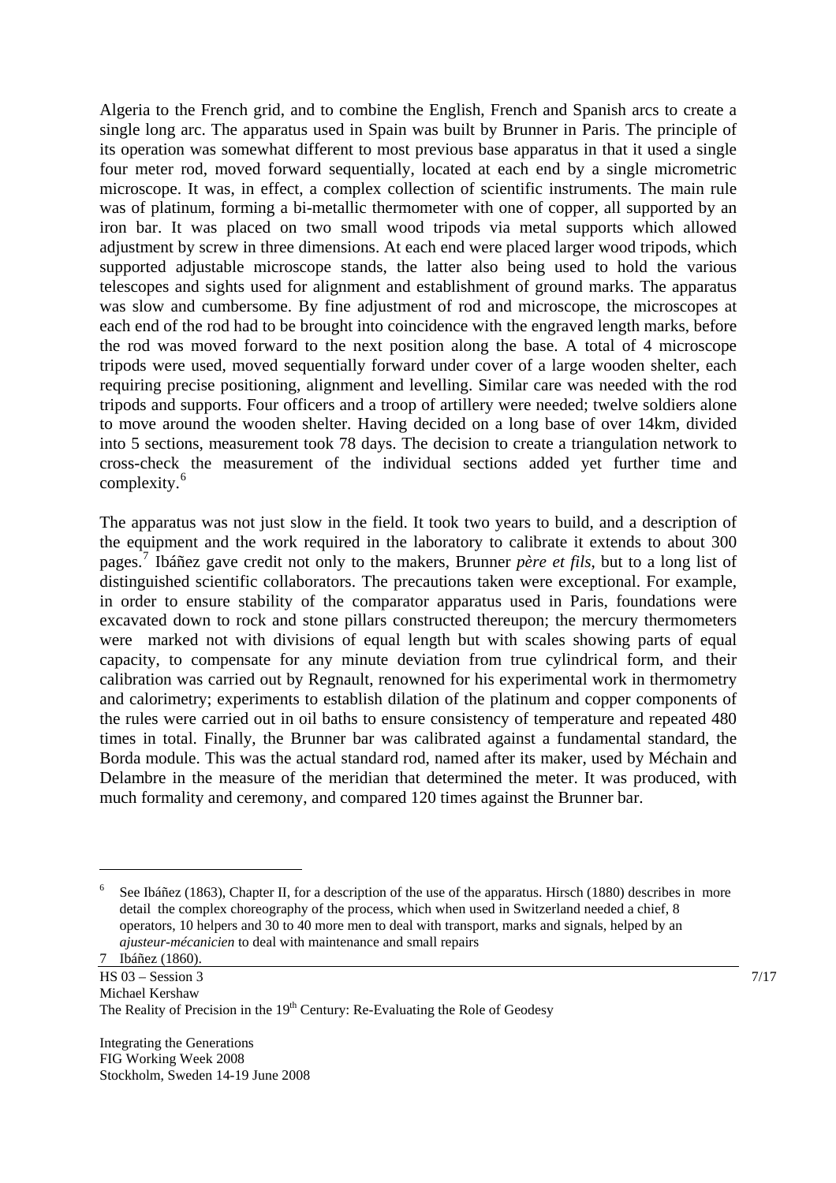Algeria to the French grid, and to combine the English, French and Spanish arcs to create a single long arc. The apparatus used in Spain was built by Brunner in Paris. The principle of its operation was somewhat different to most previous base apparatus in that it used a single four meter rod, moved forward sequentially, located at each end by a single micrometric microscope. It was, in effect, a complex collection of scientific instruments. The main rule was of platinum, forming a bi-metallic thermometer with one of copper, all supported by an iron bar. It was placed on two small wood tripods via metal supports which allowed adjustment by screw in three dimensions. At each end were placed larger wood tripods, which supported adjustable microscope stands, the latter also being used to hold the various telescopes and sights used for alignment and establishment of ground marks. The apparatus was slow and cumbersome. By fine adjustment of rod and microscope, the microscopes at each end of the rod had to be brought into coincidence with the engraved length marks, before the rod was moved forward to the next position along the base. A total of 4 microscope tripods were used, moved sequentially forward under cover of a large wooden shelter, each requiring precise positioning, alignment and levelling. Similar care was needed with the rod tripods and supports. Four officers and a troop of artillery were needed; twelve soldiers alone to move around the wooden shelter. Having decided on a long base of over 14km, divided into 5 sections, measurement took 78 days. The decision to create a triangulation network to cross-check the measurement of the individual sections added yet further time and complexity.[6]

The apparatus was not just slow in the field. It took two years to build, and a description of the equipment and the work required in the laboratory to calibrate it extends to about 300 pages.[7] Ibáñez gave credit not only to the makers, Brunner *père et fils*, but to a long list of distinguished scientific collaborators. The precautions taken were exceptional. For example, in order to ensure stability of the comparator apparatus used in Paris, foundations were excavated down to rock and stone pillars constructed thereupon; the mercury thermometers were marked not with divisions of equal length but with scales showing parts of equal capacity, to compensate for any minute deviation from true cylindrical form, and their calibration was carried out by Regnault, renowned for his experimental work in thermometry and calorimetry; experiments to establish dilation of the platinum and copper components of the rules were carried out in oil baths to ensure consistency of temperature and repeated 480 times in total. Finally, the Brunner bar was calibrated against a fundamental standard, the Borda module. This was the actual standard rod, named after its maker, used by Méchain and Delambre in the measure of the meridian that determined the meter. It was produced, with much formality and ceremony, and compared 120 times against the Brunner bar.

---

[6] See Ibáñez (1863), Chapter II, for a description of the use of the apparatus. Hirsch (1880) describes in more detail the complex choreography of the process, which when used in Switzerland needed a chief, 8 operators, 10 helpers and 30 to 40 more men to deal with transport, marks and signals, helped by an *ajusteur-mécanicien* to deal with maintenance and small repairs

[7] Ibáñez (1860).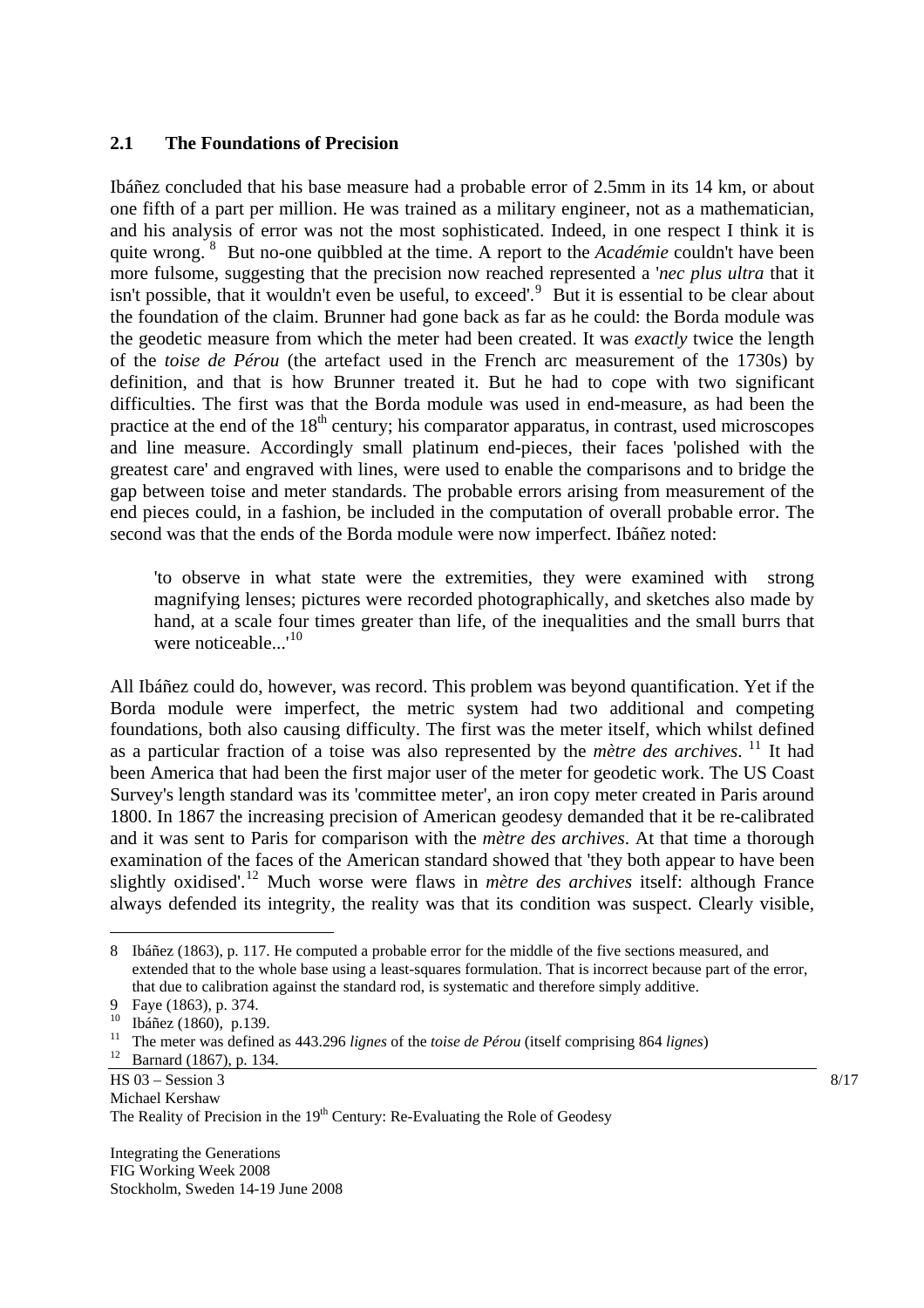## 2.1 The Foundations of Precision

Ibáñez concluded that his base measure had a probable error of 2.5mm in its 14 km, or about one fifth of a part per million. He was trained as a military engineer, not as a mathematician, and his analysis of error was not the most sophisticated. Indeed, in one respect I think it is quite wrong.[8] But no-one quibbled at the time. A report to the *Académie* couldn't have been more fulsome, suggesting that the precision now reached represented a '*nec plus ultra* that it isn't possible, that it wouldn't even be useful, to exceed'.[9] But it is essential to be clear about the foundation of the claim. Brunner had gone back as far as he could: the Borda module was the geodetic measure from which the meter had been created. It was *exactly* twice the length of the *toise de Pérou* (the artefact used in the French arc measurement of the 1730s) by definition, and that is how Brunner treated it. But he had to cope with two significant difficulties. The first was that the Borda module was used in end-measure, as had been the practice at the end of the 18th century; his comparator apparatus, in contrast, used microscopes and line measure. Accordingly small platinum end-pieces, their faces 'polished with the greatest care' and engraved with lines, were used to enable the comparisons and to bridge the gap between toise and meter standards. The probable errors arising from measurement of the end pieces could, in a fashion, be included in the computation of overall probable error. The second was that the ends of the Borda module were now imperfect. Ibáñez noted:

> 'to observe in what state were the extremities, they were examined with strong magnifying lenses; pictures were recorded photographically, and sketches also made by hand, at a scale four times greater than life, of the inequalities and the small burrs that were noticeable...'[10]

All Ibáñez could do, however, was record. This problem was beyond quantification. Yet if the Borda module were imperfect, the metric system had two additional and competing foundations, both also causing difficulty. The first was the meter itself, which whilst defined as a particular fraction of a toise was also represented by the *mètre des archives*.[11] It had been America that had been the first major user of the meter for geodetic work. The US Coast Survey's length standard was its 'committee meter', an iron copy meter created in Paris around 1800. In 1867 the increasing precision of American geodesy demanded that it be re-calibrated and it was sent to Paris for comparison with the *mètre des archives*. At that time a thorough examination of the faces of the American standard showed that 'they both appear to have been slightly oxidised'.[12] Much worse were flaws in *mètre des archives* itself: although France always defended its integrity, the reality was that its condition was suspect. Clearly visible,

---

8 Ibáñez (1863), p. 117. He computed a probable error for the middle of the five sections measured, and extended that to the whole base using a least-squares formulation. That is incorrect because part of the error, that due to calibration against the standard rod, is systematic and therefore simply additive.

9 Faye (1863), p. 374.

10 Ibáñez (1860), p.139.

11 The meter was defined as 443.296 *lignes* of the *toise de Pérou* (itself comprising 864 *lignes*)

12 Barnard (1867), p. 134.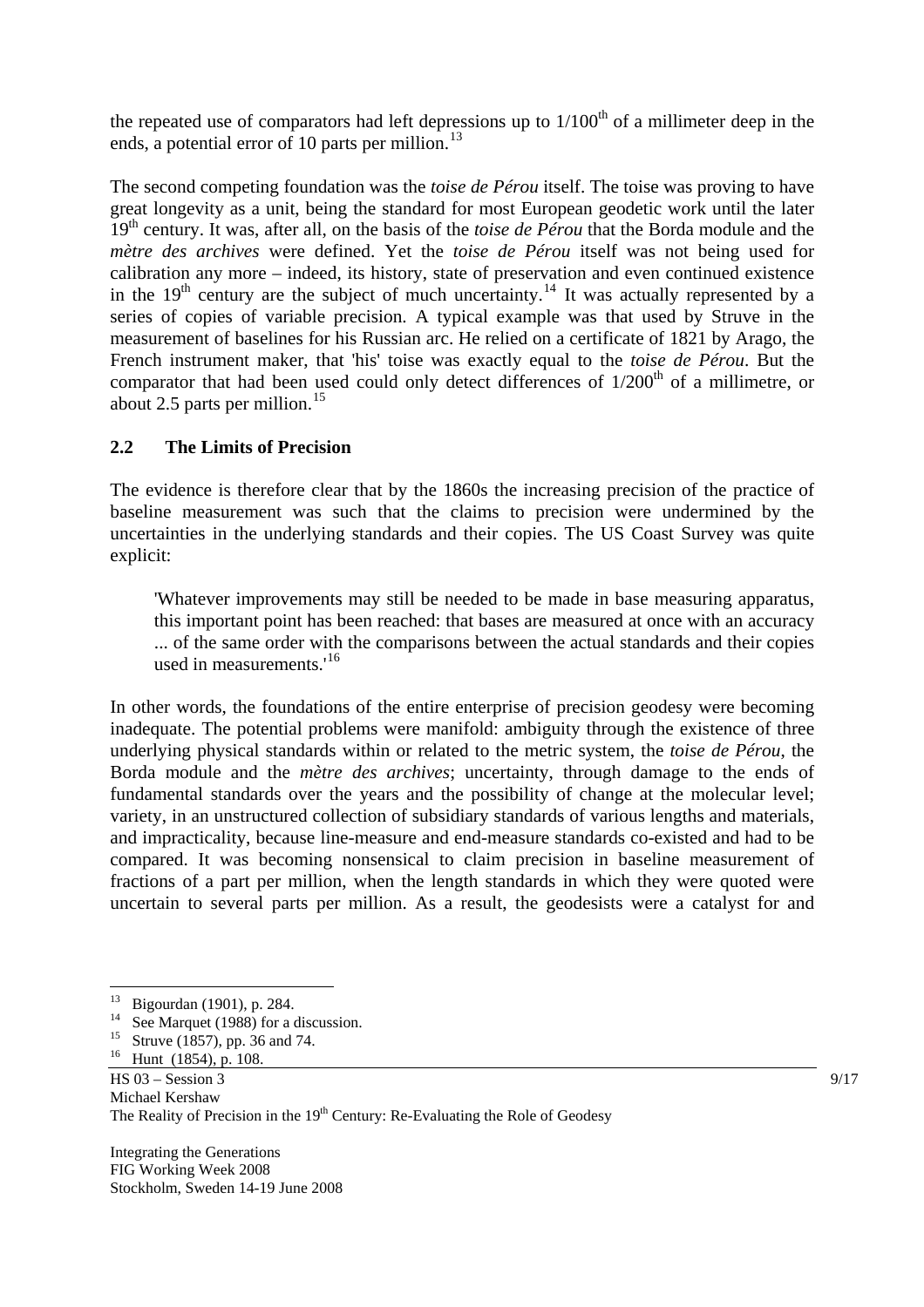the repeated use of comparators had left depressions up to 1/100th of a millimeter deep in the ends, a potential error of 10 parts per million.[13]

The second competing foundation was the *toise de Pérou* itself. The toise was proving to have great longevity as a unit, being the standard for most European geodetic work until the later 19th century. It was, after all, on the basis of the *toise de Pérou* that the Borda module and the *mètre des archives* were defined. Yet the *toise de Pérou* itself was not being used for calibration any more – indeed, its history, state of preservation and even continued existence in the 19th century are the subject of much uncertainty.[14] It was actually represented by a series of copies of variable precision. A typical example was that used by Struve in the measurement of baselines for his Russian arc. He relied on a certificate of 1821 by Arago, the French instrument maker, that 'his' toise was exactly equal to the *toise de Pérou*. But the comparator that had been used could only detect differences of 1/200th of a millimetre, or about 2.5 parts per million.[15]

## 2.2 The Limits of Precision

The evidence is therefore clear that by the 1860s the increasing precision of the practice of baseline measurement was such that the claims to precision were undermined by the uncertainties in the underlying standards and their copies. The US Coast Survey was quite explicit:

> 'Whatever improvements may still be needed to be made in base measuring apparatus, this important point has been reached: that bases are measured at once with an accuracy ... of the same order with the comparisons between the actual standards and their copies used in measurements.'[16]

In other words, the foundations of the entire enterprise of precision geodesy were becoming inadequate. The potential problems were manifold: ambiguity through the existence of three underlying physical standards within or related to the metric system, the *toise de Pérou*, the Borda module and the *mètre des archives*; uncertainty, through damage to the ends of fundamental standards over the years and the possibility of change at the molecular level; variety, in an unstructured collection of subsidiary standards of various lengths and materials, and impracticality, because line-measure and end-measure standards co-existed and had to be compared. It was becoming nonsensical to claim precision in baseline measurement of fractions of a part per million, when the length standards in which they were quoted were uncertain to several parts per million. As a result, the geodesists were a catalyst for and

---

[13] Bigourdan (1901), p. 284.

[14] See Marquet (1988) for a discussion.

[15] Struve (1857), pp. 36 and 74.

[16] Hunt (1854), p. 108.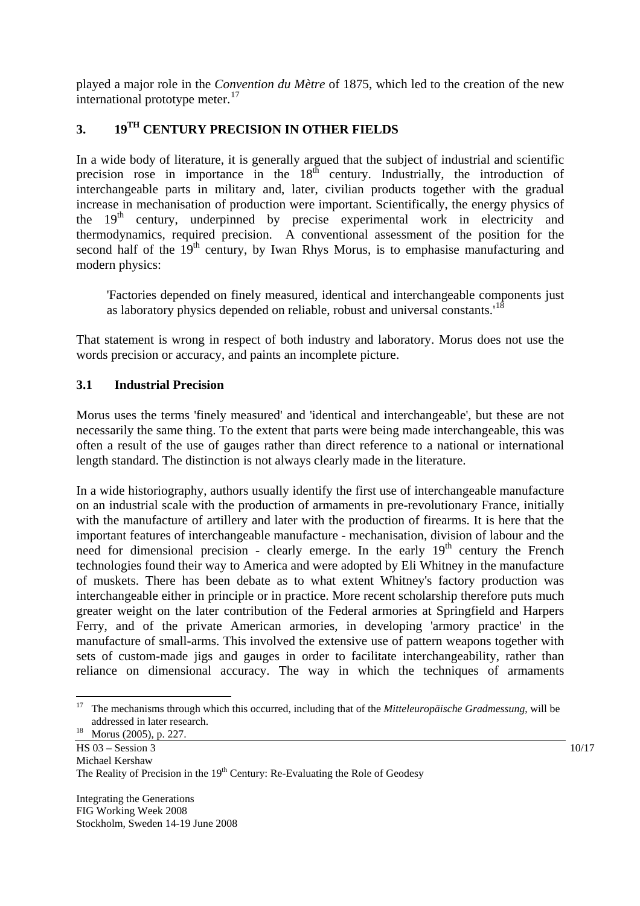played a major role in the *Convention du Mètre* of 1875, which led to the creation of the new international prototype meter.[17]

## 3. 19TH CENTURY PRECISION IN OTHER FIELDS

In a wide body of literature, it is generally argued that the subject of industrial and scientific precision rose in importance in the 18th century. Industrially, the introduction of interchangeable parts in military and, later, civilian products together with the gradual increase in mechanisation of production were important. Scientifically, the energy physics of the 19th century, underpinned by precise experimental work in electricity and thermodynamics, required precision. A conventional assessment of the position for the second half of the 19th century, by Iwan Rhys Morus, is to emphasise manufacturing and modern physics:

> 'Factories depended on finely measured, identical and interchangeable components just as laboratory physics depended on reliable, robust and universal constants.'[18]

That statement is wrong in respect of both industry and laboratory. Morus does not use the words precision or accuracy, and paints an incomplete picture.

### 3.1 Industrial Precision

Morus uses the terms 'finely measured' and 'identical and interchangeable', but these are not necessarily the same thing. To the extent that parts were being made interchangeable, this was often a result of the use of gauges rather than direct reference to a national or international length standard. The distinction is not always clearly made in the literature.

In a wide historiography, authors usually identify the first use of interchangeable manufacture on an industrial scale with the production of armaments in pre-revolutionary France, initially with the manufacture of artillery and later with the production of firearms. It is here that the important features of interchangeable manufacture - mechanisation, division of labour and the need for dimensional precision - clearly emerge. In the early 19th century the French technologies found their way to America and were adopted by Eli Whitney in the manufacture of muskets. There has been debate as to what extent Whitney's factory production was interchangeable either in principle or in practice. More recent scholarship therefore puts much greater weight on the later contribution of the Federal armories at Springfield and Harpers Ferry, and of the private American armories, in developing 'armory practice' in the manufacture of small-arms. This involved the extensive use of pattern weapons together with sets of custom-made jigs and gauges in order to facilitate interchangeability, rather than reliance on dimensional accuracy. The way in which the techniques of armaments

---

[17] The mechanisms through which this occurred, including that of the *Mitteleuropäische Gradmessung*, will be addressed in later research.

[18] Morus (2005), p. 227.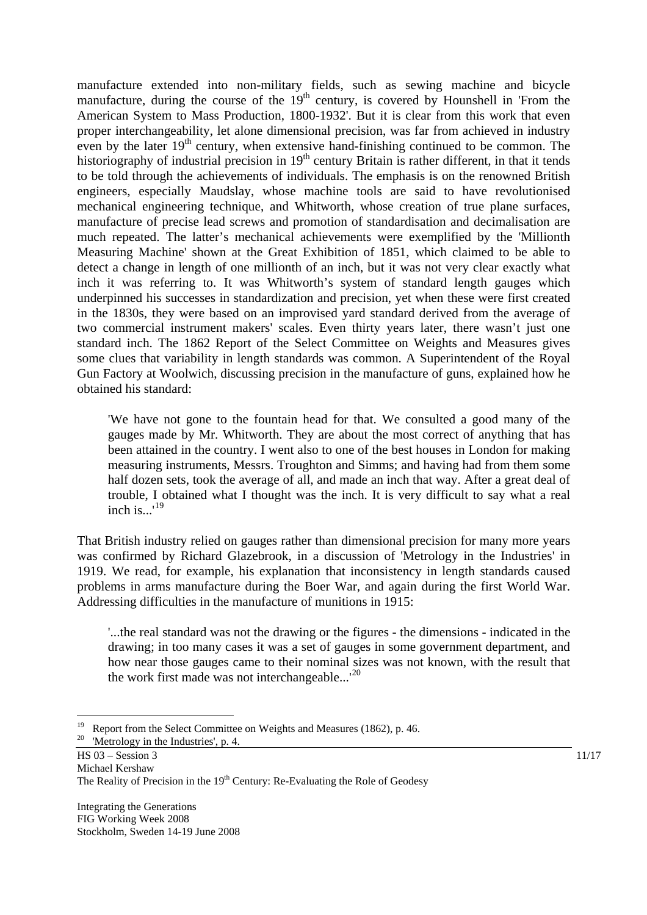manufacture extended into non-military fields, such as sewing machine and bicycle manufacture, during the course of the 19th century, is covered by Hounshell in 'From the American System to Mass Production, 1800-1932'. But it is clear from this work that even proper interchangeability, let alone dimensional precision, was far from achieved in industry even by the later 19th century, when extensive hand-finishing continued to be common. The historiography of industrial precision in 19th century Britain is rather different, in that it tends to be told through the achievements of individuals. The emphasis is on the renowned British engineers, especially Maudslay, whose machine tools are said to have revolutionised mechanical engineering technique, and Whitworth, whose creation of true plane surfaces, manufacture of precise lead screws and promotion of standardisation and decimalisation are much repeated. The latter's mechanical achievements were exemplified by the 'Millionth Measuring Machine' shown at the Great Exhibition of 1851, which claimed to be able to detect a change in length of one millionth of an inch, but it was not very clear exactly what inch it was referring to. It was Whitworth's system of standard length gauges which underpinned his successes in standardization and precision, yet when these were first created in the 1830s, they were based on an improvised yard standard derived from the average of two commercial instrument makers' scales. Even thirty years later, there wasn't just one standard inch. The 1862 Report of the Select Committee on Weights and Measures gives some clues that variability in length standards was common. A Superintendent of the Royal Gun Factory at Woolwich, discussing precision in the manufacture of guns, explained how he obtained his standard:

> 'We have not gone to the fountain head for that. We consulted a good many of the gauges made by Mr. Whitworth. They are about the most correct of anything that has been attained in the country. I went also to one of the best houses in London for making measuring instruments, Messrs. Troughton and Simms; and having had from them some half dozen sets, took the average of all, and made an inch that way. After a great deal of trouble, I obtained what I thought was the inch. It is very difficult to say what a real inch is...'[19]

That British industry relied on gauges rather than dimensional precision for many more years was confirmed by Richard Glazebrook, in a discussion of 'Metrology in the Industries' in 1919. We read, for example, his explanation that inconsistency in length standards caused problems in arms manufacture during the Boer War, and again during the first World War. Addressing difficulties in the manufacture of munitions in 1915:

> '...the real standard was not the drawing or the figures - the dimensions - indicated in the drawing; in too many cases it was a set of gauges in some government department, and how near those gauges came to their nominal sizes was not known, with the result that the work first made was not interchangeable...'[20]

---

[19] Report from the Select Committee on Weights and Measures (1862), p. 46.

[20] 'Metrology in the Industries', p. 4.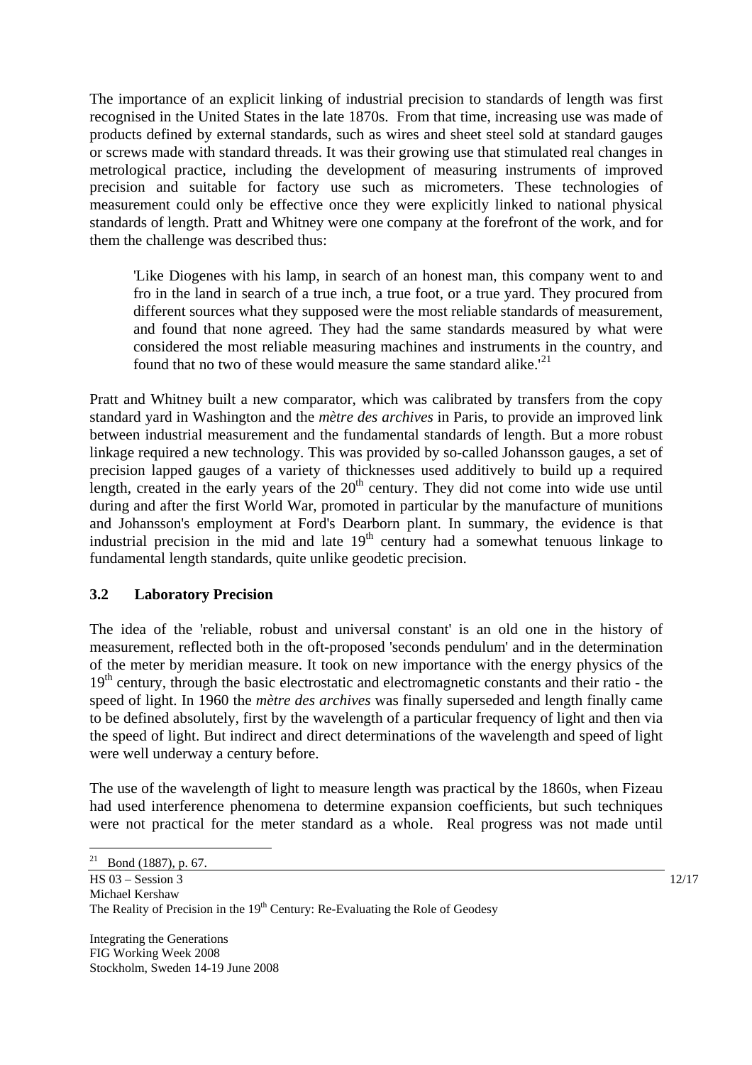The importance of an explicit linking of industrial precision to standards of length was first recognised in the United States in the late 1870s. From that time, increasing use was made of products defined by external standards, such as wires and sheet steel sold at standard gauges or screws made with standard threads. It was their growing use that stimulated real changes in metrological practice, including the development of measuring instruments of improved precision and suitable for factory use such as micrometers. These technologies of measurement could only be effective once they were explicitly linked to national physical standards of length. Pratt and Whitney were one company at the forefront of the work, and for them the challenge was described thus:

> 'Like Diogenes with his lamp, in search of an honest man, this company went to and fro in the land in search of a true inch, a true foot, or a true yard. They procured from different sources what they supposed were the most reliable standards of measurement, and found that none agreed. They had the same standards measured by what were considered the most reliable measuring machines and instruments in the country, and found that no two of these would measure the same standard alike.'[21]

Pratt and Whitney built a new comparator, which was calibrated by transfers from the copy standard yard in Washington and the *mètre des archives* in Paris, to provide an improved link between industrial measurement and the fundamental standards of length. But a more robust linkage required a new technology. This was provided by so-called Johansson gauges, a set of precision lapped gauges of a variety of thicknesses used additively to build up a required length, created in the early years of the 20th century. They did not come into wide use until during and after the first World War, promoted in particular by the manufacture of munitions and Johansson's employment at Ford's Dearborn plant. In summary, the evidence is that industrial precision in the mid and late 19th century had a somewhat tenuous linkage to fundamental length standards, quite unlike geodetic precision.

### 3.2 Laboratory Precision

The idea of the 'reliable, robust and universal constant' is an old one in the history of measurement, reflected both in the oft-proposed 'seconds pendulum' and in the determination of the meter by meridian measure. It took on new importance with the energy physics of the 19th century, through the basic electrostatic and electromagnetic constants and their ratio - the speed of light. In 1960 the *mètre des archives* was finally superseded and length finally came to be defined absolutely, first by the wavelength of a particular frequency of light and then via the speed of light. But indirect and direct determinations of the wavelength and speed of light were well underway a century before.

The use of the wavelength of light to measure length was practical by the 1860s, when Fizeau had used interference phenomena to determine expansion coefficients, but such techniques were not practical for the meter standard as a whole. Real progress was not made until

---

[21] Bond (1887), p. 67.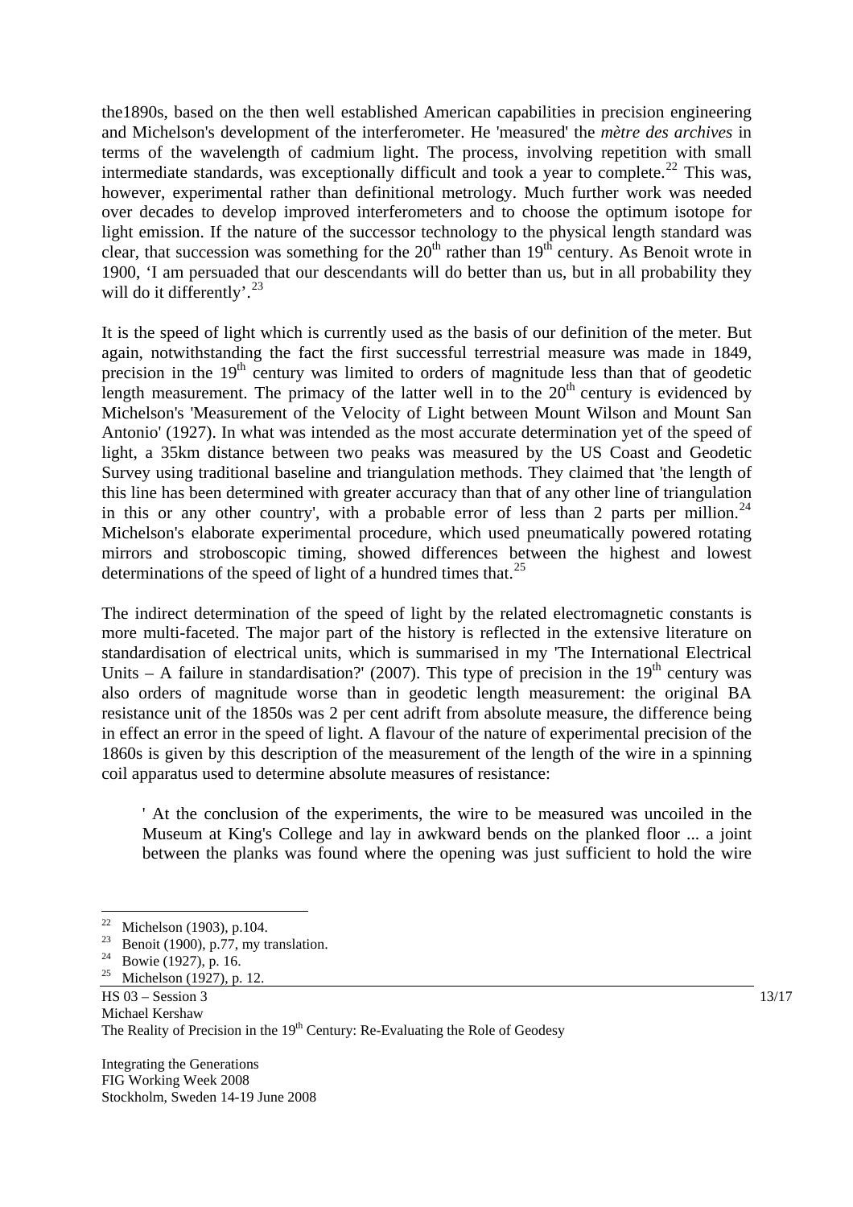the1890s, based on the then well established American capabilities in precision engineering and Michelson's development of the interferometer. He 'measured' the *mètre des archives* in terms of the wavelength of cadmium light. The process, involving repetition with small intermediate standards, was exceptionally difficult and took a year to complete.[22] This was, however, experimental rather than definitional metrology. Much further work was needed over decades to develop improved interferometers and to choose the optimum isotope for light emission. If the nature of the successor technology to the physical length standard was clear, that succession was something for the 20th rather than 19th century. As Benoit wrote in 1900, 'I am persuaded that our descendants will do better than us, but in all probability they will do it differently'.[23]

It is the speed of light which is currently used as the basis of our definition of the meter. But again, notwithstanding the fact the first successful terrestrial measure was made in 1849, precision in the 19th century was limited to orders of magnitude less than that of geodetic length measurement. The primacy of the latter well in to the 20th century is evidenced by Michelson's 'Measurement of the Velocity of Light between Mount Wilson and Mount San Antonio' (1927). In what was intended as the most accurate determination yet of the speed of light, a 35km distance between two peaks was measured by the US Coast and Geodetic Survey using traditional baseline and triangulation methods. They claimed that 'the length of this line has been determined with greater accuracy than that of any other line of triangulation in this or any other country', with a probable error of less than 2 parts per million.[24] Michelson's elaborate experimental procedure, which used pneumatically powered rotating mirrors and stroboscopic timing, showed differences between the highest and lowest determinations of the speed of light of a hundred times that.[25]

The indirect determination of the speed of light by the related electromagnetic constants is more multi-faceted. The major part of the history is reflected in the extensive literature on standardisation of electrical units, which is summarised in my 'The International Electrical Units – A failure in standardisation?' (2007). This type of precision in the 19th century was also orders of magnitude worse than in geodetic length measurement: the original BA resistance unit of the 1850s was 2 per cent adrift from absolute measure, the difference being in effect an error in the speed of light. A flavour of the nature of experimental precision of the 1860s is given by this description of the measurement of the length of the wire in a spinning coil apparatus used to determine absolute measures of resistance:

> ' At the conclusion of the experiments, the wire to be measured was uncoiled in the Museum at King's College and lay in awkward bends on the planked floor ... a joint between the planks was found where the opening was just sufficient to hold the wire

---

[22] Michelson (1903), p.104.
[23] Benoit (1900), p.77, my translation.
[24] Bowie (1927), p. 16.
[25] Michelson (1927), p. 12.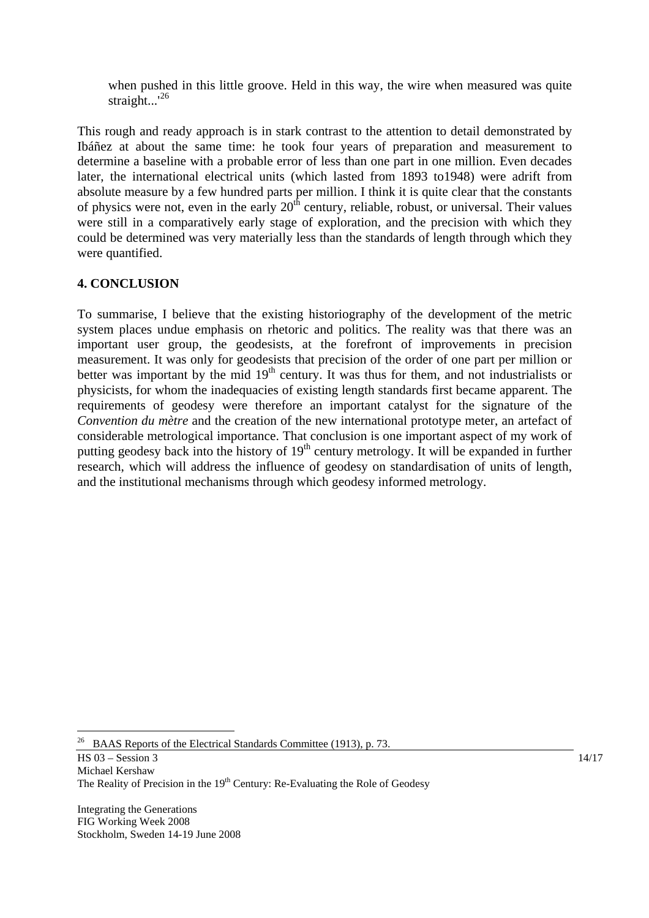when pushed in this little groove. Held in this way, the wire when measured was quite straight...'[26]

This rough and ready approach is in stark contrast to the attention to detail demonstrated by Ibáñez at about the same time: he took four years of preparation and measurement to determine a baseline with a probable error of less than one part in one million. Even decades later, the international electrical units (which lasted from 1893 to1948) were adrift from absolute measure by a few hundred parts per million. I think it is quite clear that the constants of physics were not, even in the early 20th century, reliable, robust, or universal. Their values were still in a comparatively early stage of exploration, and the precision with which they could be determined was very materially less than the standards of length through which they were quantified.

## 4. CONCLUSION

To summarise, I believe that the existing historiography of the development of the metric system places undue emphasis on rhetoric and politics. The reality was that there was an important user group, the geodesists, at the forefront of improvements in precision measurement. It was only for geodesists that precision of the order of one part per million or better was important by the mid 19th century. It was thus for them, and not industrialists or physicists, for whom the inadequacies of existing length standards first became apparent. The requirements of geodesy were therefore an important catalyst for the signature of the *Convention du mètre* and the creation of the new international prototype meter, an artefact of considerable metrological importance. That conclusion is one important aspect of my work of putting geodesy back into the history of 19th century metrology. It will be expanded in further research, which will address the influence of geodesy on standardisation of units of length, and the institutional mechanisms through which geodesy informed metrology.

[26] BAAS Reports of the Electrical Standards Committee (1913), p. 73.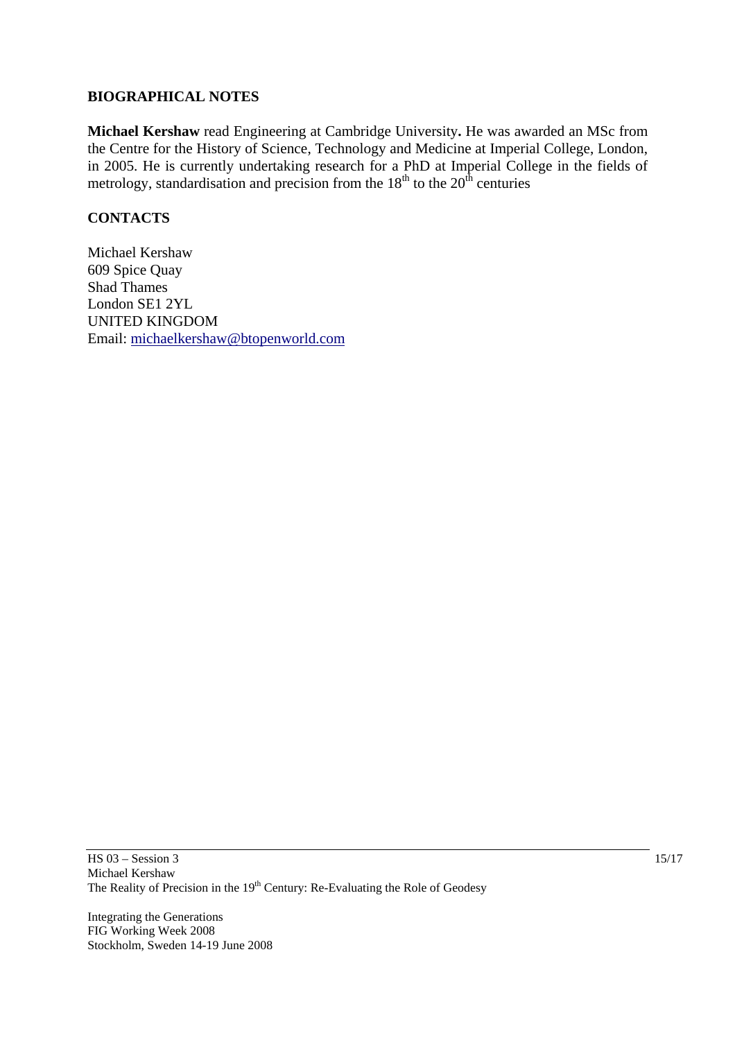## BIOGRAPHICAL NOTES

**Michael Kershaw** read Engineering at Cambridge University**.** He was awarded an MSc from the Centre for the History of Science, Technology and Medicine at Imperial College, London, in 2005. He is currently undertaking research for a PhD at Imperial College in the fields of metrology, standardisation and precision from the 18th to the 20th centuries

## CONTACTS

Michael Kershaw
609 Spice Quay
Shad Thames
London SE1 2YL
UNITED KINGDOM
Email: michaelkershaw@btopenworld.com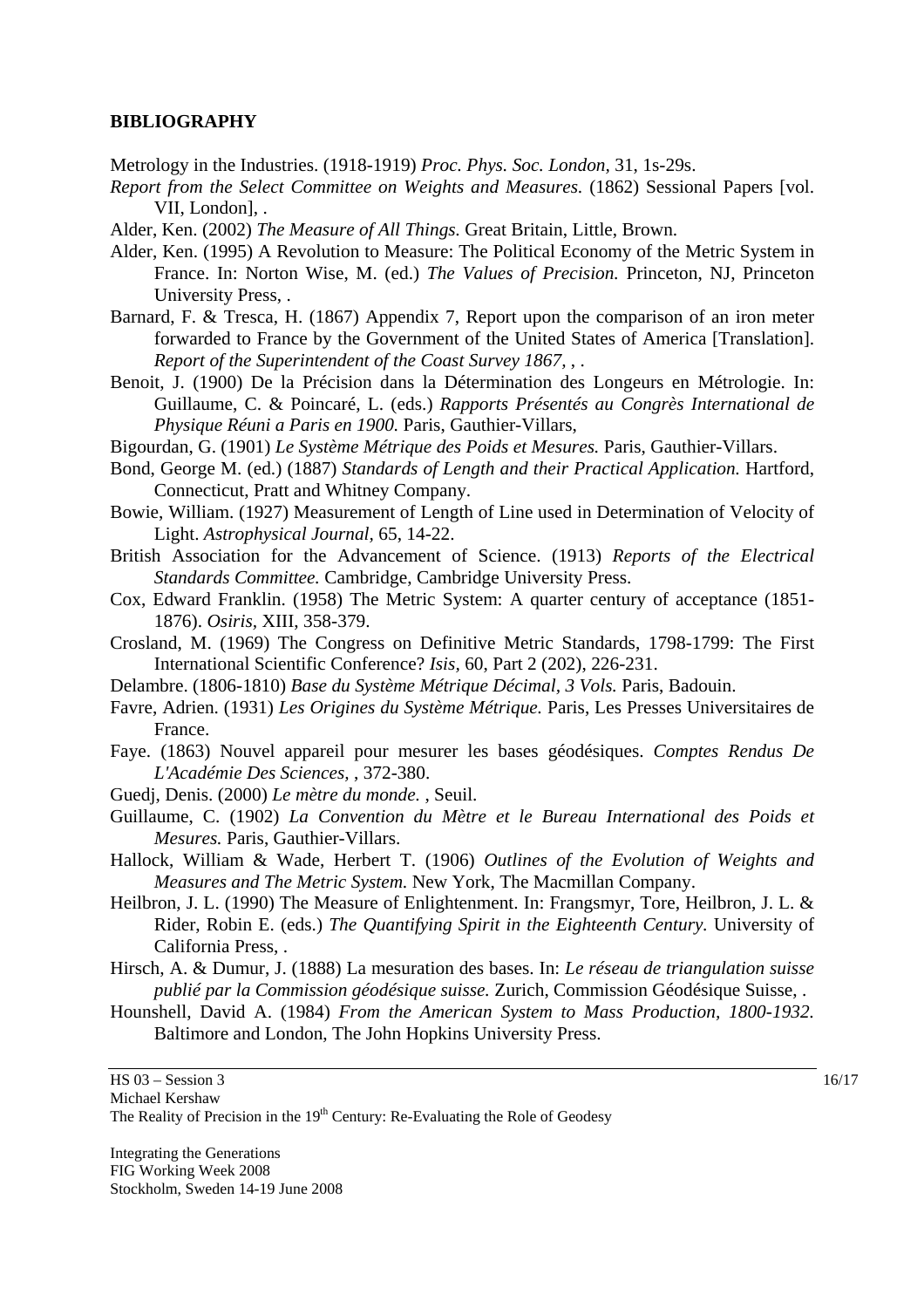## BIBLIOGRAPHY

Metrology in the Industries. (1918-1919) *Proc. Phys. Soc. London*, 31, 1s-29s.

*Report from the Select Committee on Weights and Measures.* (1862) Sessional Papers [vol. VII, London], .

Alder, Ken. (2002) *The Measure of All Things.* Great Britain, Little, Brown.

Alder, Ken. (1995) A Revolution to Measure: The Political Economy of the Metric System in France. In: Norton Wise, M. (ed.) *The Values of Precision.* Princeton, NJ, Princeton University Press, .

Barnard, F. & Tresca, H. (1867) Appendix 7, Report upon the comparison of an iron meter forwarded to France by the Government of the United States of America [Translation]. *Report of the Superintendent of the Coast Survey 1867*, , .

Benoit, J. (1900) De la Précision dans la Détermination des Longeurs en Métrologie. In: Guillaume, C. & Poincaré, L. (eds.) *Rapports Présentés au Congrès International de Physique Réuni a Paris en 1900.* Paris, Gauthier-Villars,

Bigourdan, G. (1901) *Le Système Métrique des Poids et Mesures.* Paris, Gauthier-Villars.

Bond, George M. (ed.) (1887) *Standards of Length and their Practical Application.* Hartford, Connecticut, Pratt and Whitney Company.

Bowie, William. (1927) Measurement of Length of Line used in Determination of Velocity of Light. *Astrophysical Journal*, 65, 14-22.

British Association for the Advancement of Science. (1913) *Reports of the Electrical Standards Committee.* Cambridge, Cambridge University Press.

Cox, Edward Franklin. (1958) The Metric System: A quarter century of acceptance (1851-1876). *Osiris*, XIII, 358-379.

Crosland, M. (1969) The Congress on Definitive Metric Standards, 1798-1799: The First International Scientific Conference? *Isis*, 60, Part 2 (202), 226-231.

Delambre. (1806-1810) *Base du Système Métrique Décimal, 3 Vols.* Paris, Badouin.

Favre, Adrien. (1931) *Les Origines du Système Métrique.* Paris, Les Presses Universitaires de France.

Faye. (1863) Nouvel appareil pour mesurer les bases géodésiques. *Comptes Rendus De L'Académie Des Sciences*, , 372-380.

Guedj, Denis. (2000) *Le mètre du monde.* , Seuil.

Guillaume, C. (1902) *La Convention du Mètre et le Bureau International des Poids et Mesures.* Paris, Gauthier-Villars.

Hallock, William & Wade, Herbert T. (1906) *Outlines of the Evolution of Weights and Measures and The Metric System.* New York, The Macmillan Company.

Heilbron, J. L. (1990) The Measure of Enlightenment. In: Frangsmyr, Tore, Heilbron, J. L. & Rider, Robin E. (eds.) *The Quantifying Spirit in the Eighteenth Century.* University of California Press, .

Hirsch, A. & Dumur, J. (1888) La mesuration des bases. In: *Le réseau de triangulation suisse publié par la Commission géodésique suisse.* Zurich, Commission Géodésique Suisse, .

Hounshell, David A. (1984) *From the American System to Mass Production, 1800-1932.* Baltimore and London, The John Hopkins University Press.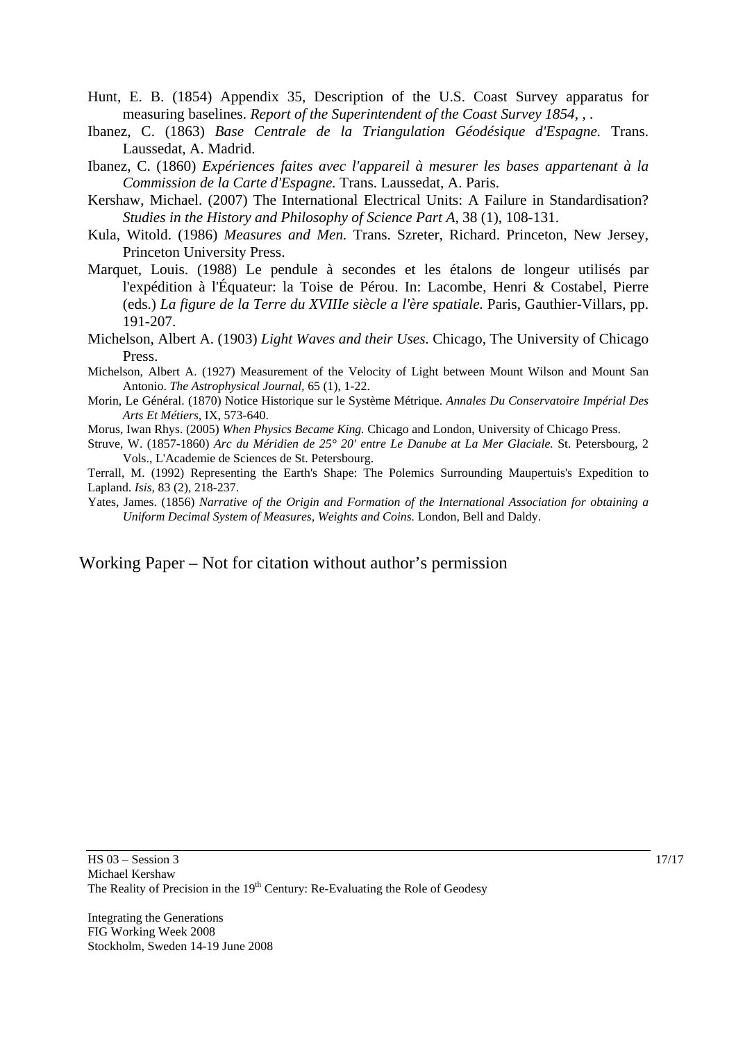Hunt, E. B. (1854) Appendix 35, Description of the U.S. Coast Survey apparatus for measuring baselines. *Report of the Superintendent of the Coast Survey 1854,* , .

Ibanez, C. (1863) *Base Centrale de la Triangulation Géodésique d'Espagne.* Trans. Laussedat, A. Madrid.

Ibanez, C. (1860) *Expériences faites avec l'appareil à mesurer les bases appartenant à la Commission de la Carte d'Espagne.* Trans. Laussedat, A. Paris.

Kershaw, Michael. (2007) The International Electrical Units: A Failure in Standardisation? *Studies in the History and Philosophy of Science Part A,* 38 (1), 108-131.

Kula, Witold. (1986) *Measures and Men.* Trans. Szreter, Richard. Princeton, New Jersey, Princeton University Press.

Marquet, Louis. (1988) Le pendule à secondes et les étalons de longeur utilisés par l'expédition à l'Équateur: la Toise de Pérou. In: Lacombe, Henri & Costabel, Pierre (eds.) *La figure de la Terre du XVIIIe siècle a l'ère spatiale.* Paris, Gauthier-Villars, pp. 191-207.

Michelson, Albert A. (1903) *Light Waves and their Uses.* Chicago, The University of Chicago Press.

Michelson, Albert A. (1927) Measurement of the Velocity of Light between Mount Wilson and Mount San Antonio. *The Astrophysical Journal,* 65 (1), 1-22.

Morin, Le Général. (1870) Notice Historique sur le Système Métrique. *Annales Du Conservatoire Impérial Des Arts Et Métiers,* IX, 573-640.

Morus, Iwan Rhys. (2005) *When Physics Became King.* Chicago and London, University of Chicago Press.

Struve, W. (1857-1860) *Arc du Méridien de 25° 20' entre Le Danube at La Mer Glaciale.* St. Petersbourg, 2 Vols., L'Academie de Sciences de St. Petersbourg.

Terrall, M. (1992) Representing the Earth's Shape: The Polemics Surrounding Maupertuis's Expedition to Lapland. *Isis,* 83 (2), 218-237.

Yates, James. (1856) *Narrative of the Origin and Formation of the International Association for obtaining a Uniform Decimal System of Measures, Weights and Coins.* London, Bell and Daldy.

Working Paper – Not for citation without author's permission